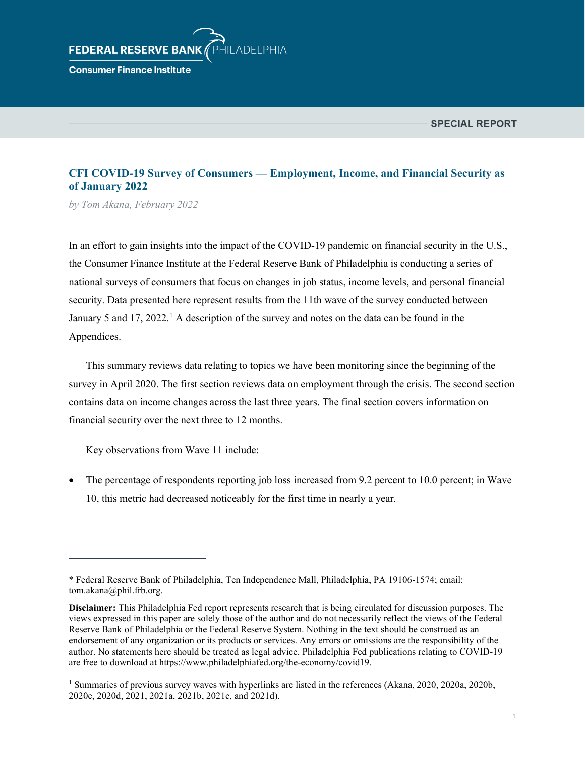FEDERAL RESERVE BANK PHILADELPHIA

Consumer Finance Institute

SPECIAL REPORT

# CFI COVID-19 Survey of Consumers — Employment, Income, and Financial Security as of January 2022

*by Tom Akana, February 2022*

In an effort to gain insights into the impact of the COVID-19 pandemic on financial security in the U.S., the Consumer Finance Institute at the Federal Reserve Bank of Philadelphia is conducting a series of national surveys of consumers that focus on changes in job status, income levels, and personal financial security. Data presented here represent results from the 11th wave of the survey conducted between January 5 and 17, 2022.[1] A description of the survey and notes on the data can be found in the Appendices.

This summary reviews data relating to topics we have been monitoring since the beginning of the survey in April 2020. The first section reviews data on employment through the crisis. The second section contains data on income changes across the last three years. The final section covers information on financial security over the next three to 12 months.

Key observations from Wave 11 include:

- The percentage of respondents reporting job loss increased from 9.2 percent to 10.0 percent; in Wave 10, this metric had decreased noticeably for the first time in nearly a year.

---

\* Federal Reserve Bank of Philadelphia, Ten Independence Mall, Philadelphia, PA 19106-1574; email: tom.akana@phil.frb.org.

**Disclaimer:** This Philadelphia Fed report represents research that is being circulated for discussion purposes. The views expressed in this paper are solely those of the author and do not necessarily reflect the views of the Federal Reserve Bank of Philadelphia or the Federal Reserve System. Nothing in the text should be construed as an endorsement of any organization or its products or services. Any errors or omissions are the responsibility of the author. No statements here should be treated as legal advice. Philadelphia Fed publications relating to COVID-19 are free to download at https://www.philadelphiafed.org/the-economy/covid19.

[1] Summaries of previous survey waves with hyperlinks are listed in the references (Akana, 2020, 2020a, 2020b, 2020c, 2020d, 2021, 2021a, 2021b, 2021c, and 2021d).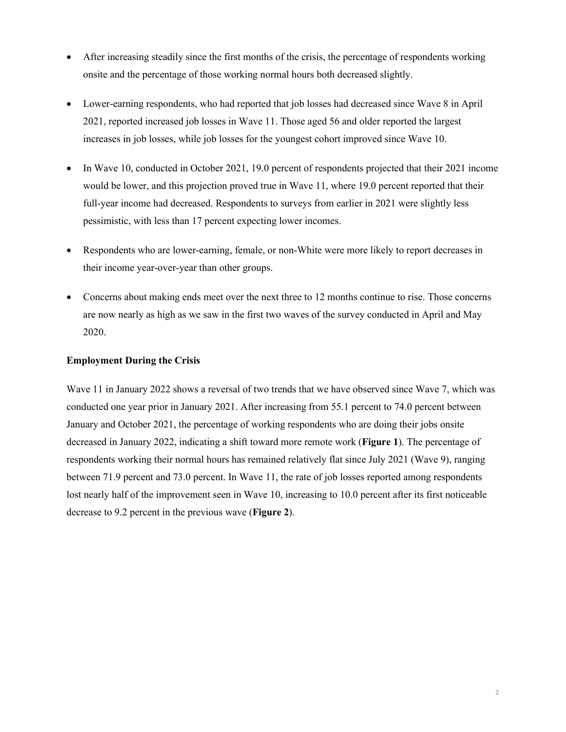- After increasing steadily since the first months of the crisis, the percentage of respondents working onsite and the percentage of those working normal hours both decreased slightly.
- Lower-earning respondents, who had reported that job losses had decreased since Wave 8 in April 2021, reported increased job losses in Wave 11. Those aged 56 and older reported the largest increases in job losses, while job losses for the youngest cohort improved since Wave 10.
- In Wave 10, conducted in October 2021, 19.0 percent of respondents projected that their 2021 income would be lower, and this projection proved true in Wave 11, where 19.0 percent reported that their full-year income had decreased. Respondents to surveys from earlier in 2021 were slightly less pessimistic, with less than 17 percent expecting lower incomes.
- Respondents who are lower-earning, female, or non-White were more likely to report decreases in their income year-over-year than other groups.
- Concerns about making ends meet over the next three to 12 months continue to rise. Those concerns are now nearly as high as we saw in the first two waves of the survey conducted in April and May 2020.

**Employment During the Crisis**

Wave 11 in January 2022 shows a reversal of two trends that we have observed since Wave 7, which was conducted one year prior in January 2021. After increasing from 55.1 percent to 74.0 percent between January and October 2021, the percentage of working respondents who are doing their jobs onsite decreased in January 2022, indicating a shift toward more remote work (**Figure 1**). The percentage of respondents working their normal hours has remained relatively flat since July 2021 (Wave 9), ranging between 71.9 percent and 73.0 percent. In Wave 11, the rate of job losses reported among respondents lost nearly half of the improvement seen in Wave 10, increasing to 10.0 percent after its first noticeable decrease to 9.2 percent in the previous wave (**Figure 2**).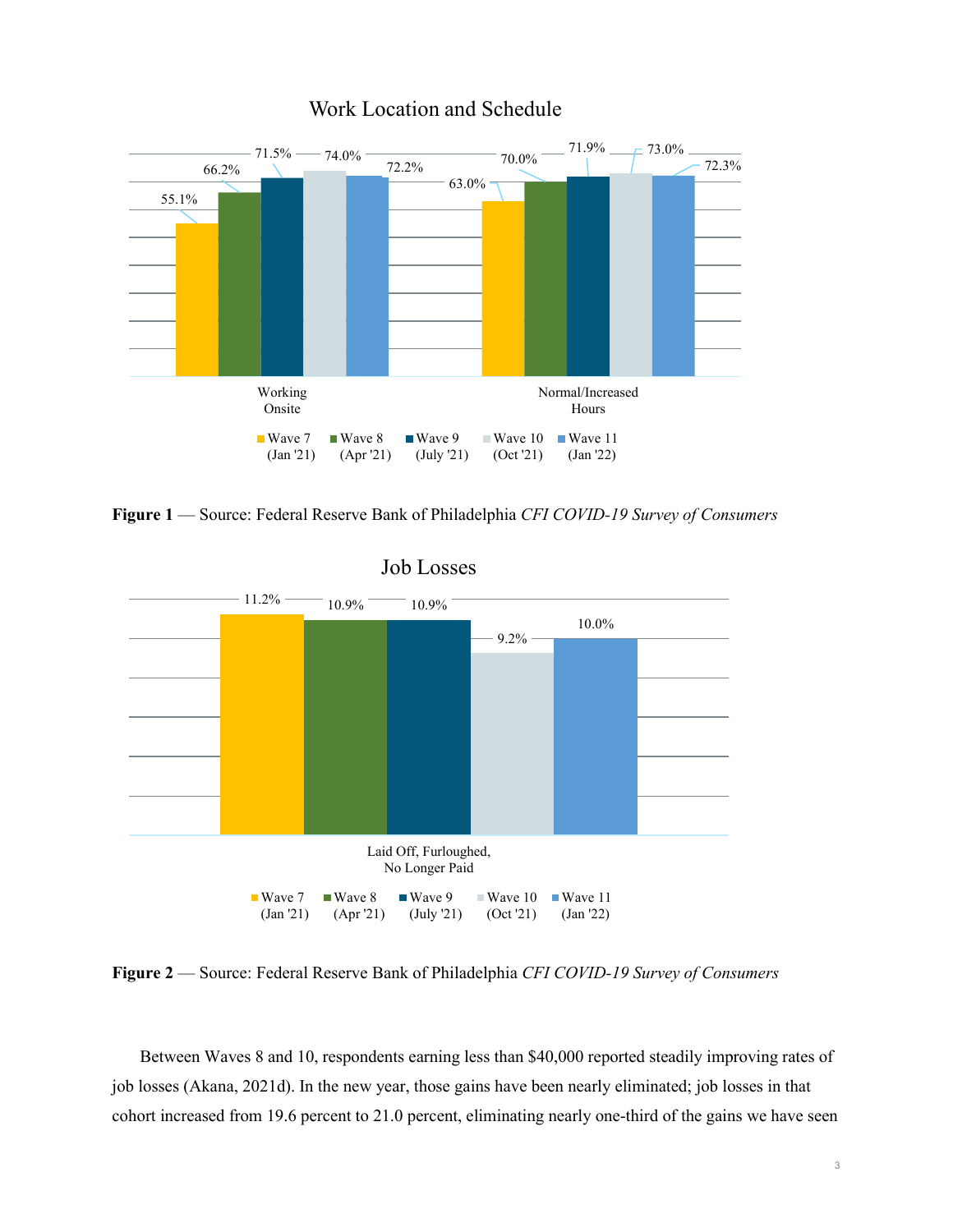**Work Location and Schedule**

| | Wave 7 (Jan '21) | Wave 8 (Apr '21) | Wave 9 (July '21) | Wave 10 (Oct '21) | Wave 11 (Jan '22) |
|---|---|---|---|---|---|
| Working Onsite | 55.1% | 66.2% | 71.5% | 74.0% | 72.2% |
| Normal/Increased Hours | 63.0% | 70.0% | 71.9% | 73.0% | 72.3% |

**Figure 1** — Source: Federal Reserve Bank of Philadelphia *CFI COVID-19 Survey of Consumers*

**Job Losses**

| | Wave 7 (Jan '21) | Wave 8 (Apr '21) | Wave 9 (July '21) | Wave 10 (Oct '21) | Wave 11 (Jan '22) |
|---|---|---|---|---|---|
| Laid Off, Furloughed, No Longer Paid | 11.2% | 10.9% | 10.9% | 9.2% | 10.0% |

**Figure 2** — Source: Federal Reserve Bank of Philadelphia *CFI COVID-19 Survey of Consumers*

Between Waves 8 and 10, respondents earning less than $40,000 reported steadily improving rates of job losses (Akana, 2021d). In the new year, those gains have been nearly eliminated; job losses in that cohort increased from 19.6 percent to 21.0 percent, eliminating nearly one-third of the gains we have seen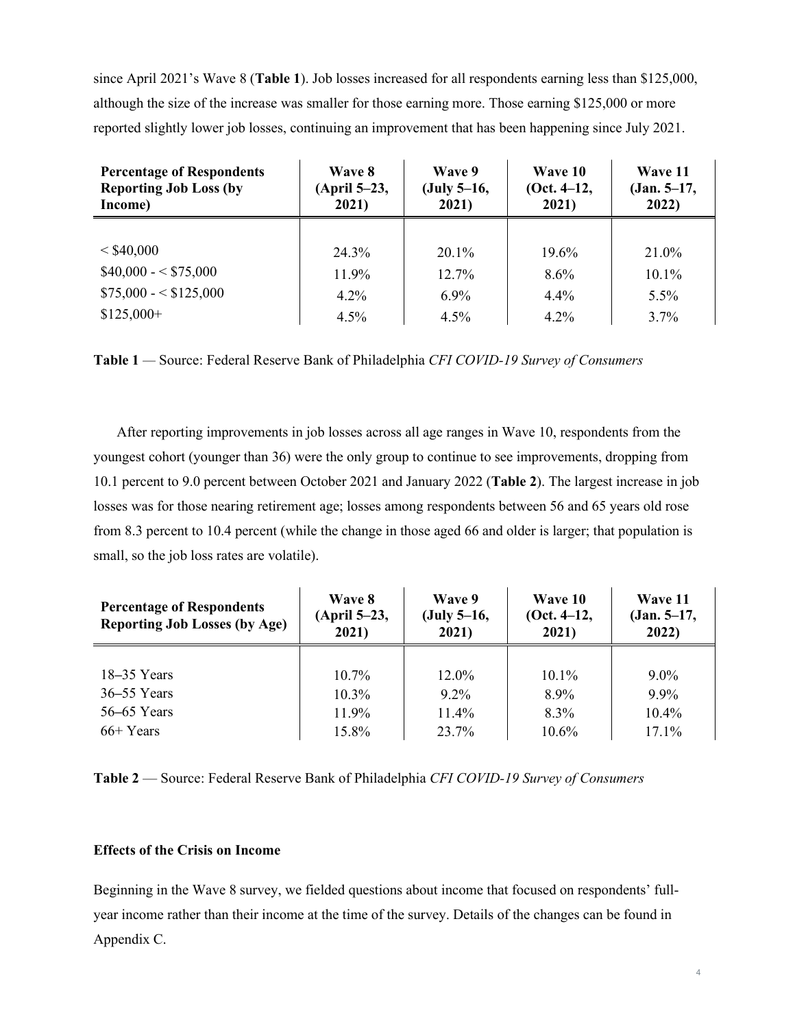since April 2021's Wave 8 (**Table 1**). Job losses increased for all respondents earning less than $125,000, although the size of the increase was smaller for those earning more. Those earning $125,000 or more reported slightly lower job losses, continuing an improvement that has been happening since July 2021.

| Percentage of Respondents Reporting Job Loss (by Income) | Wave 8 (April 5–23, 2021) | Wave 9 (July 5–16, 2021) | Wave 10 (Oct. 4–12, 2021) | Wave 11 (Jan. 5–17, 2022) |
|---|---|---|---|---|
| < $40,000 | 24.3% | 20.1% | 19.6% | 21.0% |
| $40,000 - < $75,000 | 11.9% | 12.7% | 8.6% | 10.1% |
| $75,000 - < $125,000 | 4.2% | 6.9% | 4.4% | 5.5% |
| $125,000+ | 4.5% | 4.5% | 4.2% | 3.7% |

**Table 1** — Source: Federal Reserve Bank of Philadelphia *CFI COVID-19 Survey of Consumers*

After reporting improvements in job losses across all age ranges in Wave 10, respondents from the youngest cohort (younger than 36) were the only group to continue to see improvements, dropping from 10.1 percent to 9.0 percent between October 2021 and January 2022 (**Table 2**). The largest increase in job losses was for those nearing retirement age; losses among respondents between 56 and 65 years old rose from 8.3 percent to 10.4 percent (while the change in those aged 66 and older is larger; that population is small, so the job loss rates are volatile).

| Percentage of Respondents Reporting Job Losses (by Age) | Wave 8 (April 5–23, 2021) | Wave 9 (July 5–16, 2021) | Wave 10 (Oct. 4–12, 2021) | Wave 11 (Jan. 5–17, 2022) |
|---|---|---|---|---|
| 18–35 Years | 10.7% | 12.0% | 10.1% | 9.0% |
| 36–55 Years | 10.3% | 9.2% | 8.9% | 9.9% |
| 56–65 Years | 11.9% | 11.4% | 8.3% | 10.4% |
| 66+ Years | 15.8% | 23.7% | 10.6% | 17.1% |

**Table 2** — Source: Federal Reserve Bank of Philadelphia *CFI COVID-19 Survey of Consumers*

**Effects of the Crisis on Income**

Beginning in the Wave 8 survey, we fielded questions about income that focused on respondents' full-year income rather than their income at the time of the survey. Details of the changes can be found in Appendix C.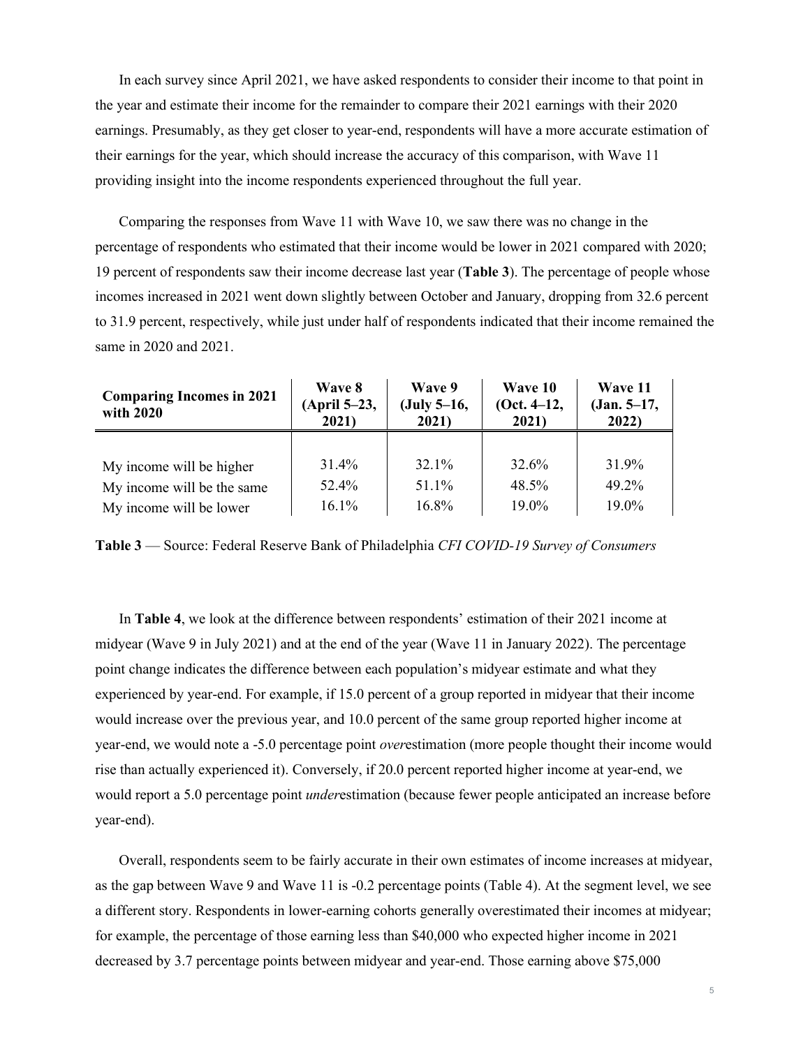In each survey since April 2021, we have asked respondents to consider their income to that point in the year and estimate their income for the remainder to compare their 2021 earnings with their 2020 earnings. Presumably, as they get closer to year-end, respondents will have a more accurate estimation of their earnings for the year, which should increase the accuracy of this comparison, with Wave 11 providing insight into the income respondents experienced throughout the full year.

Comparing the responses from Wave 11 with Wave 10, we saw there was no change in the percentage of respondents who estimated that their income would be lower in 2021 compared with 2020; 19 percent of respondents saw their income decrease last year (**Table 3**). The percentage of people whose incomes increased in 2021 went down slightly between October and January, dropping from 32.6 percent to 31.9 percent, respectively, while just under half of respondents indicated that their income remained the same in 2020 and 2021.

| Comparing Incomes in 2021 with 2020 | Wave 8 (April 5–23, 2021) | Wave 9 (July 5–16, 2021) | Wave 10 (Oct. 4–12, 2021) | Wave 11 (Jan. 5–17, 2022) |
|---|---|---|---|---|
| My income will be higher | 31.4% | 32.1% | 32.6% | 31.9% |
| My income will be the same | 52.4% | 51.1% | 48.5% | 49.2% |
| My income will be lower | 16.1% | 16.8% | 19.0% | 19.0% |

**Table 3** — Source: Federal Reserve Bank of Philadelphia *CFI COVID-19 Survey of Consumers*

In **Table 4**, we look at the difference between respondents' estimation of their 2021 income at midyear (Wave 9 in July 2021) and at the end of the year (Wave 11 in January 2022). The percentage point change indicates the difference between each population's midyear estimate and what they experienced by year-end. For example, if 15.0 percent of a group reported in midyear that their income would increase over the previous year, and 10.0 percent of the same group reported higher income at year-end, we would note a -5.0 percentage point *over*estimation (more people thought their income would rise than actually experienced it). Conversely, if 20.0 percent reported higher income at year-end, we would report a 5.0 percentage point *under*estimation (because fewer people anticipated an increase before year-end).

Overall, respondents seem to be fairly accurate in their own estimates of income increases at midyear, as the gap between Wave 9 and Wave 11 is -0.2 percentage points (Table 4). At the segment level, we see a different story. Respondents in lower-earning cohorts generally overestimated their incomes at midyear; for example, the percentage of those earning less than $40,000 who expected higher income in 2021 decreased by 3.7 percentage points between midyear and year-end. Those earning above $75,000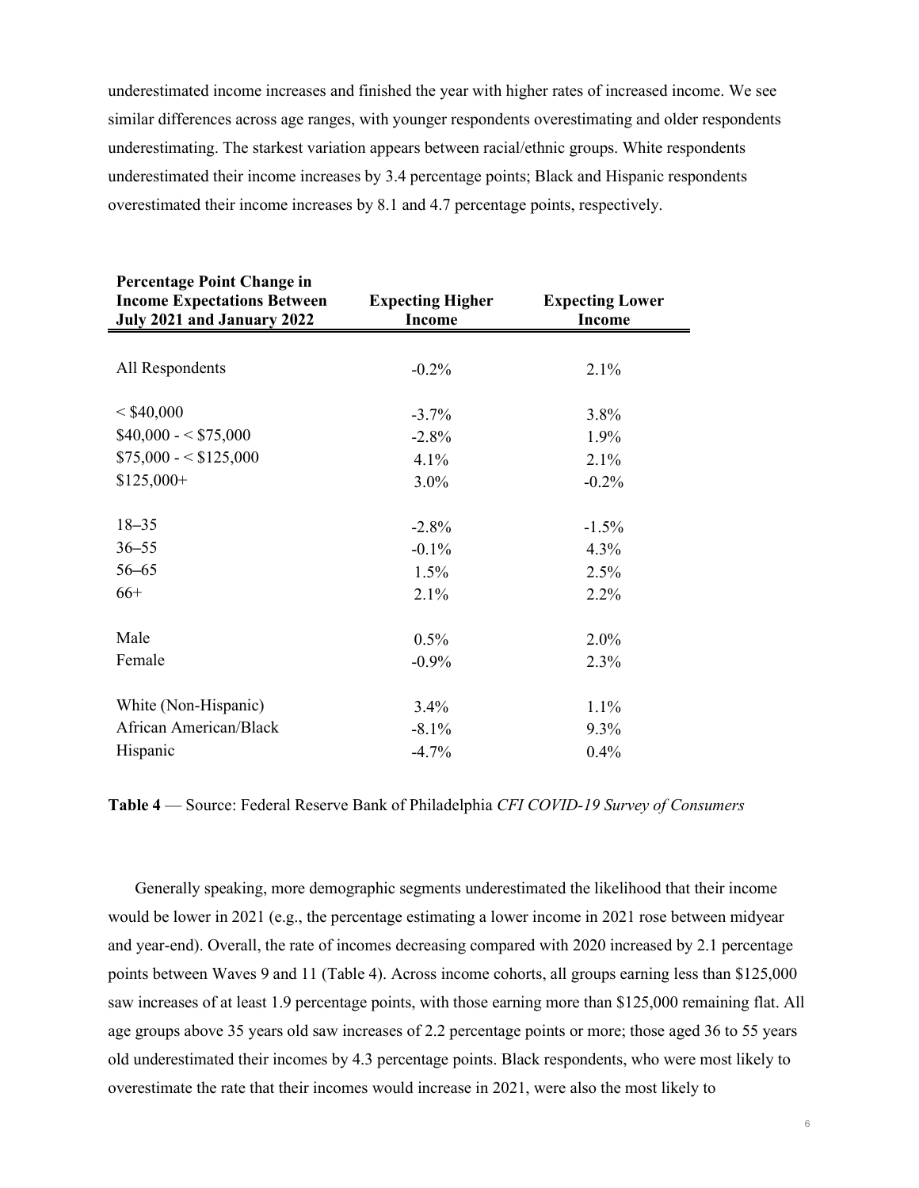underestimated income increases and finished the year with higher rates of increased income. We see similar differences across age ranges, with younger respondents overestimating and older respondents underestimating. The starkest variation appears between racial/ethnic groups. White respondents underestimated their income increases by 3.4 percentage points; Black and Hispanic respondents overestimated their income increases by 8.1 and 4.7 percentage points, respectively.

| Percentage Point Change in Income Expectations Between July 2021 and January 2022 | Expecting Higher Income | Expecting Lower Income |
|---|---|---|
| All Respondents | -0.2% | 2.1% |
| < $40,000 | -3.7% | 3.8% |
| $40,000 - < $75,000 | -2.8% | 1.9% |
| $75,000 - < $125,000 | 4.1% | 2.1% |
| $125,000+ | 3.0% | -0.2% |
| 18–35 | -2.8% | -1.5% |
| 36–55 | -0.1% | 4.3% |
| 56–65 | 1.5% | 2.5% |
| 66+ | 2.1% | 2.2% |
| Male | 0.5% | 2.0% |
| Female | -0.9% | 2.3% |
| White (Non-Hispanic) | 3.4% | 1.1% |
| African American/Black | -8.1% | 9.3% |
| Hispanic | -4.7% | 0.4% |

**Table 4** — Source: Federal Reserve Bank of Philadelphia *CFI COVID-19 Survey of Consumers*

Generally speaking, more demographic segments underestimated the likelihood that their income would be lower in 2021 (e.g., the percentage estimating a lower income in 2021 rose between midyear and year-end). Overall, the rate of incomes decreasing compared with 2020 increased by 2.1 percentage points between Waves 9 and 11 (Table 4). Across income cohorts, all groups earning less than $125,000 saw increases of at least 1.9 percentage points, with those earning more than $125,000 remaining flat. All age groups above 35 years old saw increases of 2.2 percentage points or more; those aged 36 to 55 years old underestimated their incomes by 4.3 percentage points. Black respondents, who were most likely to overestimate the rate that their incomes would increase in 2021, were also the most likely to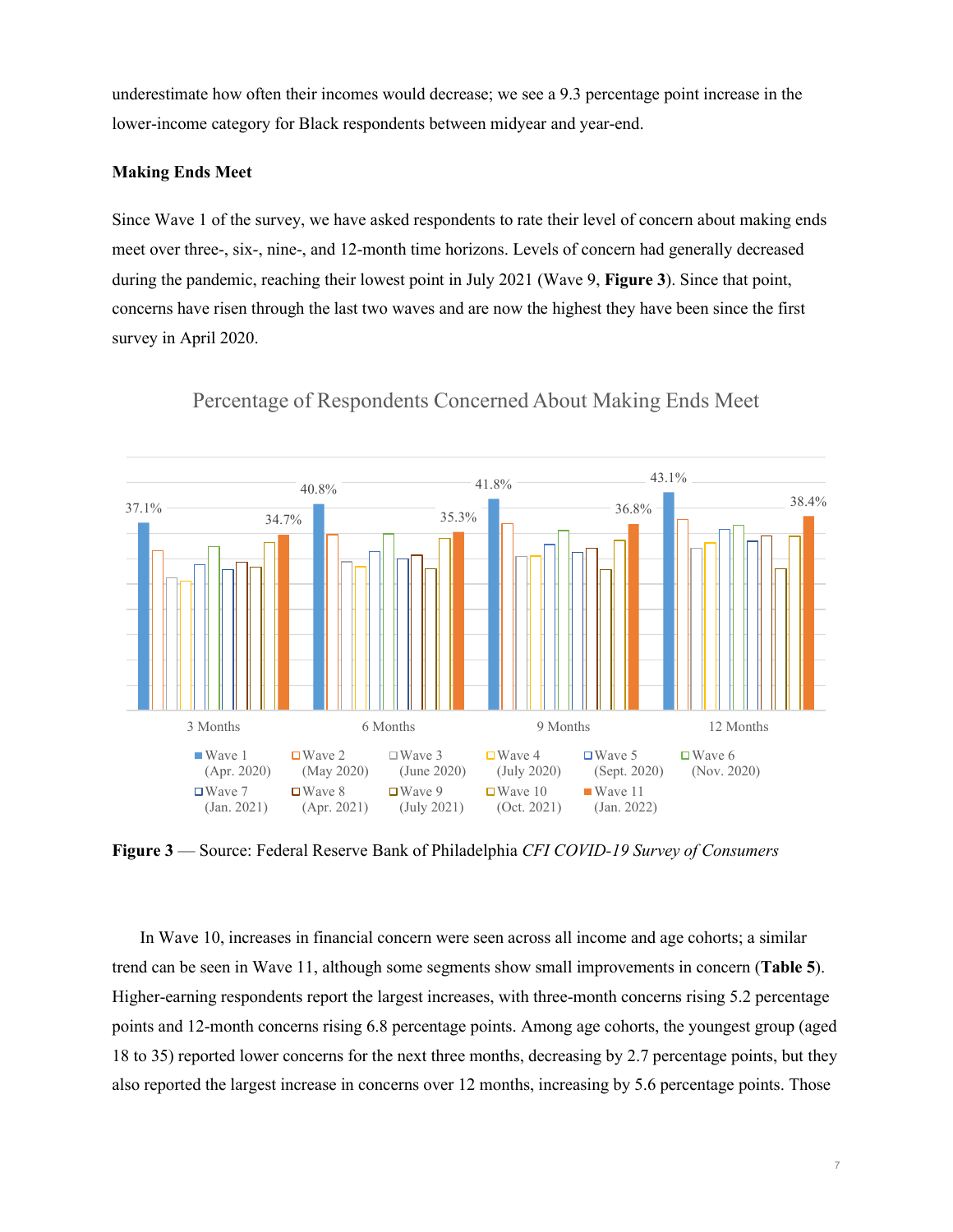underestimate how often their incomes would decrease; we see a 9.3 percentage point increase in the lower-income category for Black respondents between midyear and year-end.

**Making Ends Meet**

Since Wave 1 of the survey, we have asked respondents to rate their level of concern about making ends meet over three-, six-, nine-, and 12-month time horizons. Levels of concern had generally decreased during the pandemic, reaching their lowest point in July 2021 (Wave 9, **Figure 3**). Since that point, concerns have risen through the last two waves and are now the highest they have been since the first survey in April 2020.

**Figure 3** — Source: Federal Reserve Bank of Philadelphia *CFI COVID-19 Survey of Consumers*

In Wave 10, increases in financial concern were seen across all income and age cohorts; a similar trend can be seen in Wave 11, although some segments show small improvements in concern (**Table 5**). Higher-earning respondents report the largest increases, with three-month concerns rising 5.2 percentage points and 12-month concerns rising 6.8 percentage points. Among age cohorts, the youngest group (aged 18 to 35) reported lower concerns for the next three months, decreasing by 2.7 percentage points, but they also reported the largest increase in concerns over 12 months, increasing by 5.6 percentage points. Those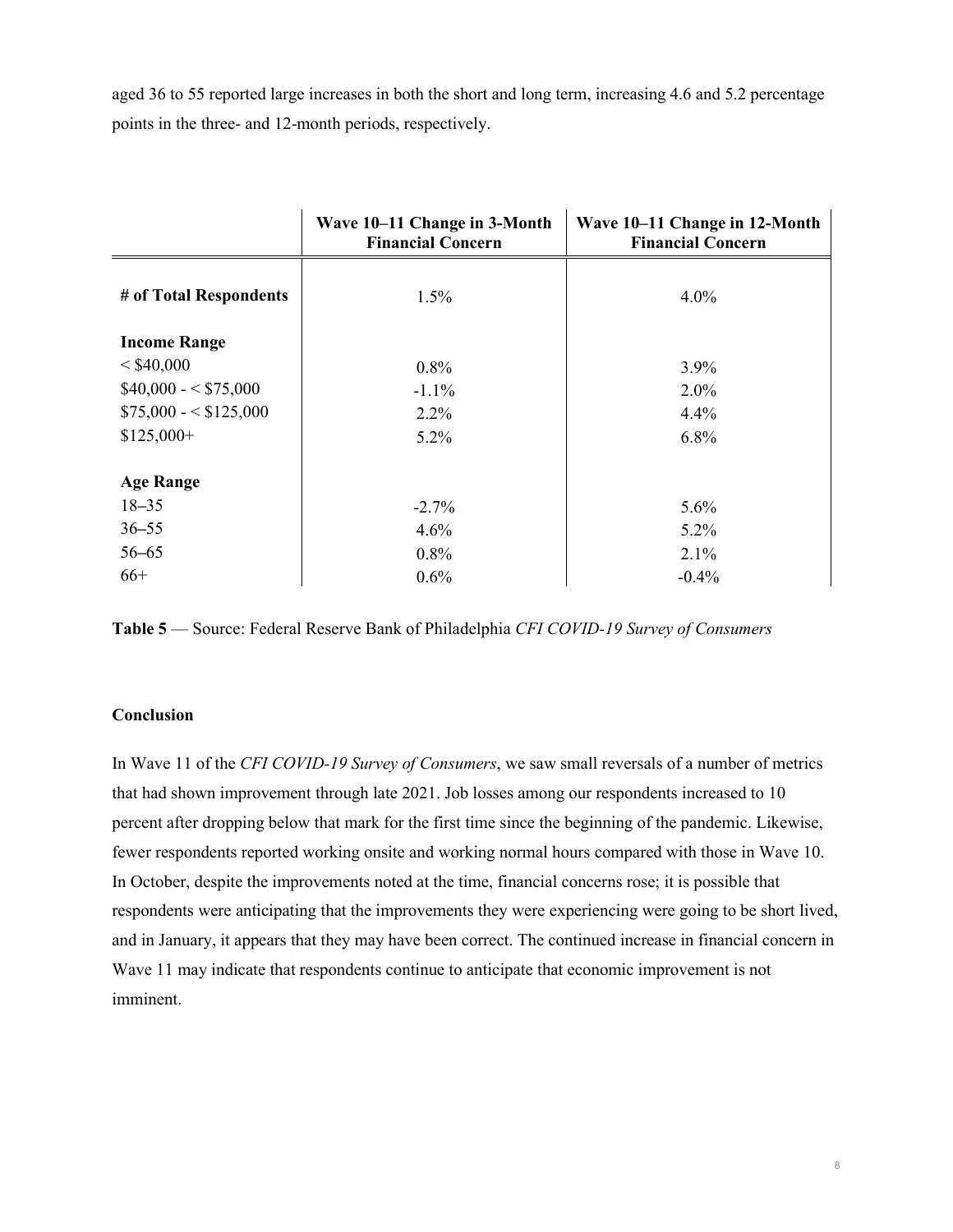aged 36 to 55 reported large increases in both the short and long term, increasing 4.6 and 5.2 percentage points in the three- and 12-month periods, respectively.

| | Wave 10–11 Change in 3-Month Financial Concern | Wave 10–11 Change in 12-Month Financial Concern |
|---|---|---|
| **# of Total Respondents** | 1.5% | 4.0% |
| **Income Range** | | |
| < $40,000 | 0.8% | 3.9% |
| $40,000 - < $75,000 | -1.1% | 2.0% |
| $75,000 - < $125,000 | 2.2% | 4.4% |
| $125,000+ | 5.2% | 6.8% |
| **Age Range** | | |
| 18–35 | -2.7% | 5.6% |
| 36–55 | 4.6% | 5.2% |
| 56–65 | 0.8% | 2.1% |
| 66+ | 0.6% | -0.4% |

**Table 5** — Source: Federal Reserve Bank of Philadelphia *CFI COVID-19 Survey of Consumers*

**Conclusion**

In Wave 11 of the *CFI COVID-19 Survey of Consumers*, we saw small reversals of a number of metrics that had shown improvement through late 2021. Job losses among our respondents increased to 10 percent after dropping below that mark for the first time since the beginning of the pandemic. Likewise, fewer respondents reported working onsite and working normal hours compared with those in Wave 10. In October, despite the improvements noted at the time, financial concerns rose; it is possible that respondents were anticipating that the improvements they were experiencing were going to be short lived, and in January, it appears that they may have been correct. The continued increase in financial concern in Wave 11 may indicate that respondents continue to anticipate that economic improvement is not imminent.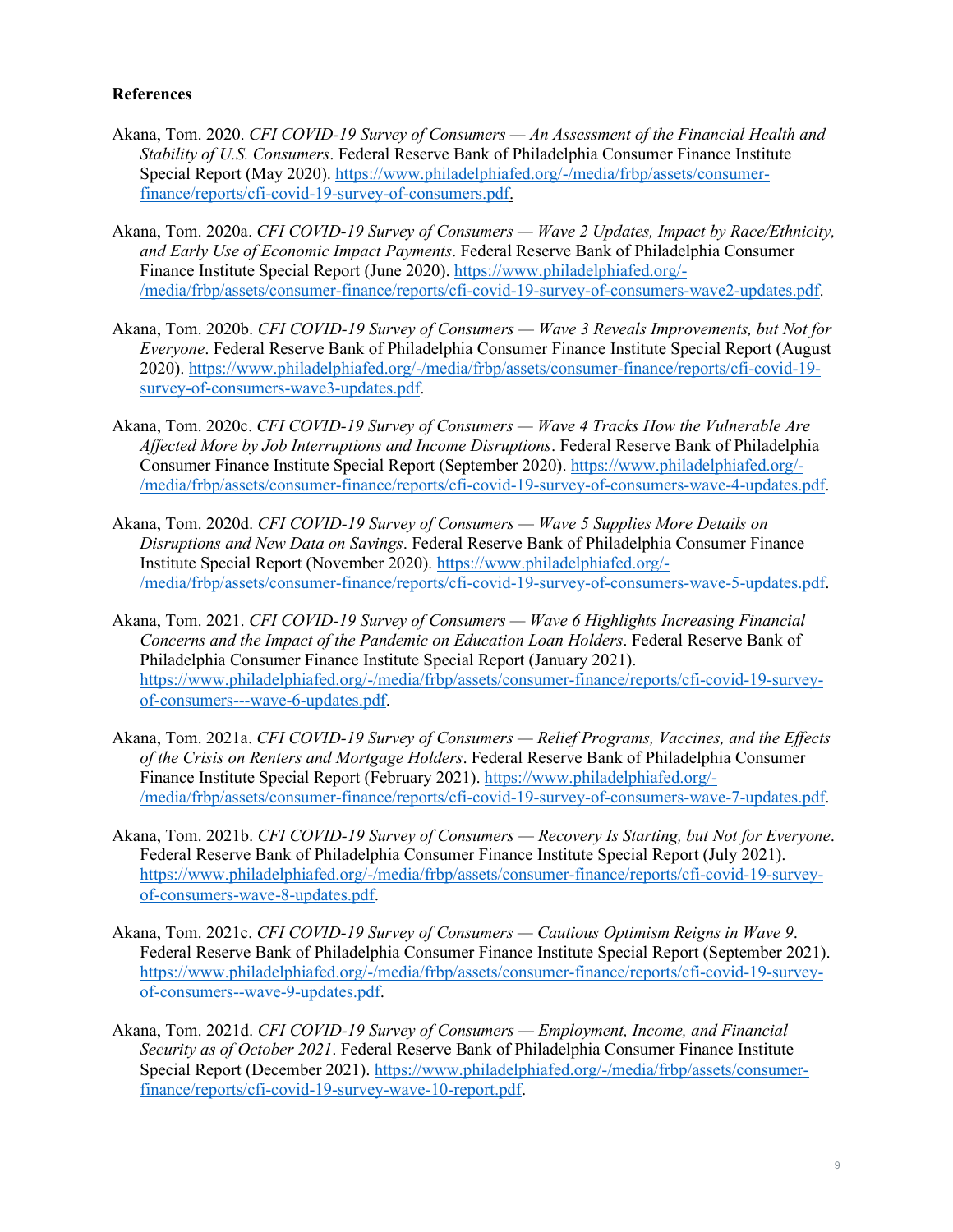## References

Akana, Tom. 2020. *CFI COVID-19 Survey of Consumers — An Assessment of the Financial Health and Stability of U.S. Consumers*. Federal Reserve Bank of Philadelphia Consumer Finance Institute Special Report (May 2020). https://www.philadelphiafed.org/-/media/frbp/assets/consumer-finance/reports/cfi-covid-19-survey-of-consumers.pdf.

Akana, Tom. 2020a. *CFI COVID-19 Survey of Consumers — Wave 2 Updates, Impact by Race/Ethnicity, and Early Use of Economic Impact Payments*. Federal Reserve Bank of Philadelphia Consumer Finance Institute Special Report (June 2020). https://www.philadelphiafed.org/-/media/frbp/assets/consumer-finance/reports/cfi-covid-19-survey-of-consumers-wave2-updates.pdf.

Akana, Tom. 2020b. *CFI COVID-19 Survey of Consumers — Wave 3 Reveals Improvements, but Not for Everyone*. Federal Reserve Bank of Philadelphia Consumer Finance Institute Special Report (August 2020). https://www.philadelphiafed.org/-/media/frbp/assets/consumer-finance/reports/cfi-covid-19-survey-of-consumers-wave3-updates.pdf.

Akana, Tom. 2020c. *CFI COVID-19 Survey of Consumers — Wave 4 Tracks How the Vulnerable Are Affected More by Job Interruptions and Income Disruptions*. Federal Reserve Bank of Philadelphia Consumer Finance Institute Special Report (September 2020). https://www.philadelphiafed.org/-/media/frbp/assets/consumer-finance/reports/cfi-covid-19-survey-of-consumers-wave-4-updates.pdf.

Akana, Tom. 2020d. *CFI COVID-19 Survey of Consumers — Wave 5 Supplies More Details on Disruptions and New Data on Savings*. Federal Reserve Bank of Philadelphia Consumer Finance Institute Special Report (November 2020). https://www.philadelphiafed.org/-/media/frbp/assets/consumer-finance/reports/cfi-covid-19-survey-of-consumers-wave-5-updates.pdf.

Akana, Tom. 2021. *CFI COVID-19 Survey of Consumers — Wave 6 Highlights Increasing Financial Concerns and the Impact of the Pandemic on Education Loan Holders*. Federal Reserve Bank of Philadelphia Consumer Finance Institute Special Report (January 2021). https://www.philadelphiafed.org/-/media/frbp/assets/consumer-finance/reports/cfi-covid-19-survey-of-consumers---wave-6-updates.pdf.

Akana, Tom. 2021a. *CFI COVID-19 Survey of Consumers — Relief Programs, Vaccines, and the Effects of the Crisis on Renters and Mortgage Holders*. Federal Reserve Bank of Philadelphia Consumer Finance Institute Special Report (February 2021). https://www.philadelphiafed.org/-/media/frbp/assets/consumer-finance/reports/cfi-covid-19-survey-of-consumers-wave-7-updates.pdf.

Akana, Tom. 2021b. *CFI COVID-19 Survey of Consumers — Recovery Is Starting, but Not for Everyone*. Federal Reserve Bank of Philadelphia Consumer Finance Institute Special Report (July 2021). https://www.philadelphiafed.org/-/media/frbp/assets/consumer-finance/reports/cfi-covid-19-survey-of-consumers-wave-8-updates.pdf.

Akana, Tom. 2021c. *CFI COVID-19 Survey of Consumers — Cautious Optimism Reigns in Wave 9*. Federal Reserve Bank of Philadelphia Consumer Finance Institute Special Report (September 2021). https://www.philadelphiafed.org/-/media/frbp/assets/consumer-finance/reports/cfi-covid-19-survey-of-consumers--wave-9-updates.pdf.

Akana, Tom. 2021d. *CFI COVID-19 Survey of Consumers — Employment, Income, and Financial Security as of October 2021*. Federal Reserve Bank of Philadelphia Consumer Finance Institute Special Report (December 2021). https://www.philadelphiafed.org/-/media/frbp/assets/consumer-finance/reports/cfi-covid-19-survey-wave-10-report.pdf.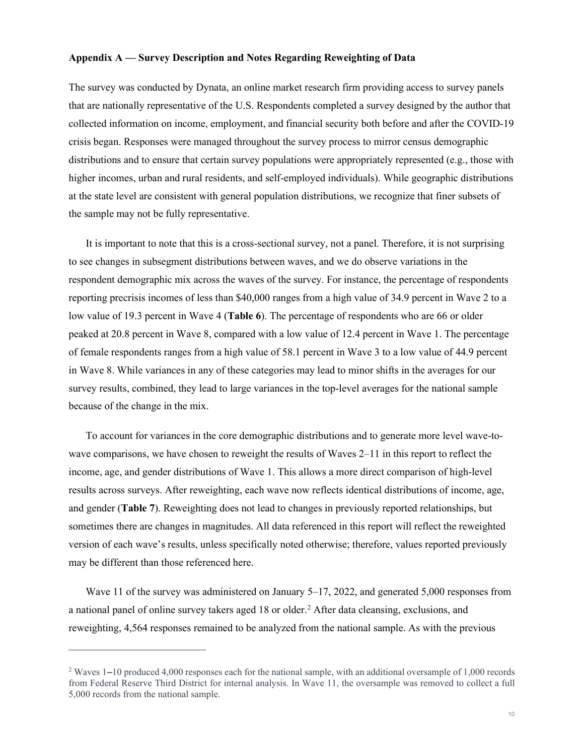### Appendix A — Survey Description and Notes Regarding Reweighting of Data

The survey was conducted by Dynata, an online market research firm providing access to survey panels that are nationally representative of the U.S. Respondents completed a survey designed by the author that collected information on income, employment, and financial security both before and after the COVID-19 crisis began. Responses were managed throughout the survey process to mirror census demographic distributions and to ensure that certain survey populations were appropriately represented (e.g., those with higher incomes, urban and rural residents, and self-employed individuals). While geographic distributions at the state level are consistent with general population distributions, we recognize that finer subsets of the sample may not be fully representative.

It is important to note that this is a cross-sectional survey, not a panel. Therefore, it is not surprising to see changes in subsegment distributions between waves, and we do observe variations in the respondent demographic mix across the waves of the survey. For instance, the percentage of respondents reporting precrisis incomes of less than $40,000 ranges from a high value of 34.9 percent in Wave 2 to a low value of 19.3 percent in Wave 4 (**Table 6**). The percentage of respondents who are 66 or older peaked at 20.8 percent in Wave 8, compared with a low value of 12.4 percent in Wave 1. The percentage of female respondents ranges from a high value of 58.1 percent in Wave 3 to a low value of 44.9 percent in Wave 8. While variances in any of these categories may lead to minor shifts in the averages for our survey results, combined, they lead to large variances in the top-level averages for the national sample because of the change in the mix.

To account for variances in the core demographic distributions and to generate more level wave-to-wave comparisons, we have chosen to reweight the results of Waves 2–11 in this report to reflect the income, age, and gender distributions of Wave 1. This allows a more direct comparison of high-level results across surveys. After reweighting, each wave now reflects identical distributions of income, age, and gender (**Table 7**). Reweighting does not lead to changes in previously reported relationships, but sometimes there are changes in magnitudes. All data referenced in this report will reflect the reweighted version of each wave's results, unless specifically noted otherwise; therefore, values reported previously may be different than those referenced here.

Wave 11 of the survey was administered on January 5–17, 2022, and generated 5,000 responses from a national panel of online survey takers aged 18 or older.[2] After data cleansing, exclusions, and reweighting, 4,564 responses remained to be analyzed from the national sample. As with the previous

---

[2] Waves 1–10 produced 4,000 responses each for the national sample, with an additional oversample of 1,000 records from Federal Reserve Third District for internal analysis. In Wave 11, the oversample was removed to collect a full 5,000 records from the national sample.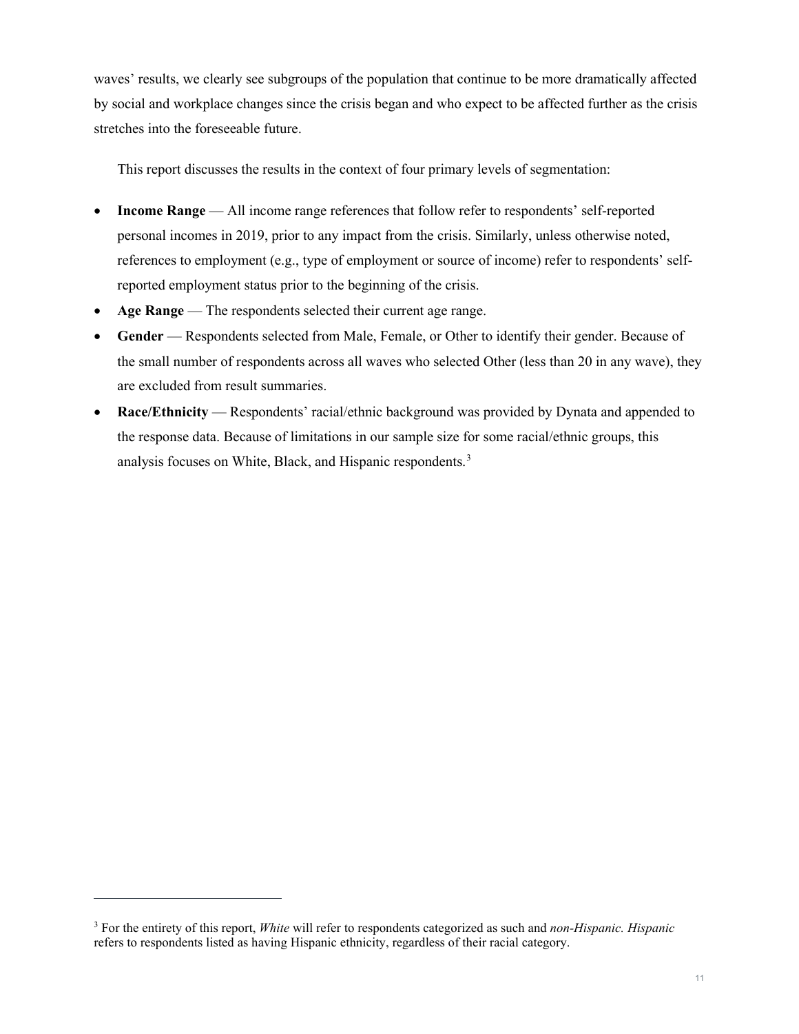waves' results, we clearly see subgroups of the population that continue to be more dramatically affected by social and workplace changes since the crisis began and who expect to be affected further as the crisis stretches into the foreseeable future.

This report discusses the results in the context of four primary levels of segmentation:

- **Income Range** — All income range references that follow refer to respondents' self-reported personal incomes in 2019, prior to any impact from the crisis. Similarly, unless otherwise noted, references to employment (e.g., type of employment or source of income) refer to respondents' self-reported employment status prior to the beginning of the crisis.
- **Age Range** — The respondents selected their current age range.
- **Gender** — Respondents selected from Male, Female, or Other to identify their gender. Because of the small number of respondents across all waves who selected Other (less than 20 in any wave), they are excluded from result summaries.
- **Race/Ethnicity** — Respondents' racial/ethnic background was provided by Dynata and appended to the response data. Because of limitations in our sample size for some racial/ethnic groups, this analysis focuses on White, Black, and Hispanic respondents.[3]

---

[3] For the entirety of this report, *White* will refer to respondents categorized as such and *non-Hispanic. Hispanic* refers to respondents listed as having Hispanic ethnicity, regardless of their racial category.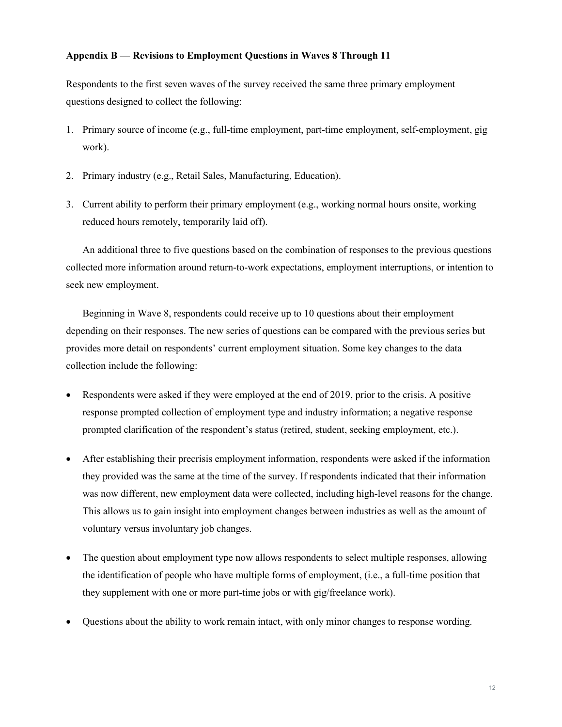**Appendix B — Revisions to Employment Questions in Waves 8 Through 11**

Respondents to the first seven waves of the survey received the same three primary employment questions designed to collect the following:

1. Primary source of income (e.g., full-time employment, part-time employment, self-employment, gig work).
2. Primary industry (e.g., Retail Sales, Manufacturing, Education).
3. Current ability to perform their primary employment (e.g., working normal hours onsite, working reduced hours remotely, temporarily laid off).

An additional three to five questions based on the combination of responses to the previous questions collected more information around return-to-work expectations, employment interruptions, or intention to seek new employment.

Beginning in Wave 8, respondents could receive up to 10 questions about their employment depending on their responses. The new series of questions can be compared with the previous series but provides more detail on respondents' current employment situation. Some key changes to the data collection include the following:

- Respondents were asked if they were employed at the end of 2019, prior to the crisis. A positive response prompted collection of employment type and industry information; a negative response prompted clarification of the respondent's status (retired, student, seeking employment, etc.).
- After establishing their precrisis employment information, respondents were asked if the information they provided was the same at the time of the survey. If respondents indicated that their information was now different, new employment data were collected, including high-level reasons for the change. This allows us to gain insight into employment changes between industries as well as the amount of voluntary versus involuntary job changes.
- The question about employment type now allows respondents to select multiple responses, allowing the identification of people who have multiple forms of employment, (i.e., a full-time position that they supplement with one or more part-time jobs or with gig/freelance work).
- Questions about the ability to work remain intact, with only minor changes to response wording.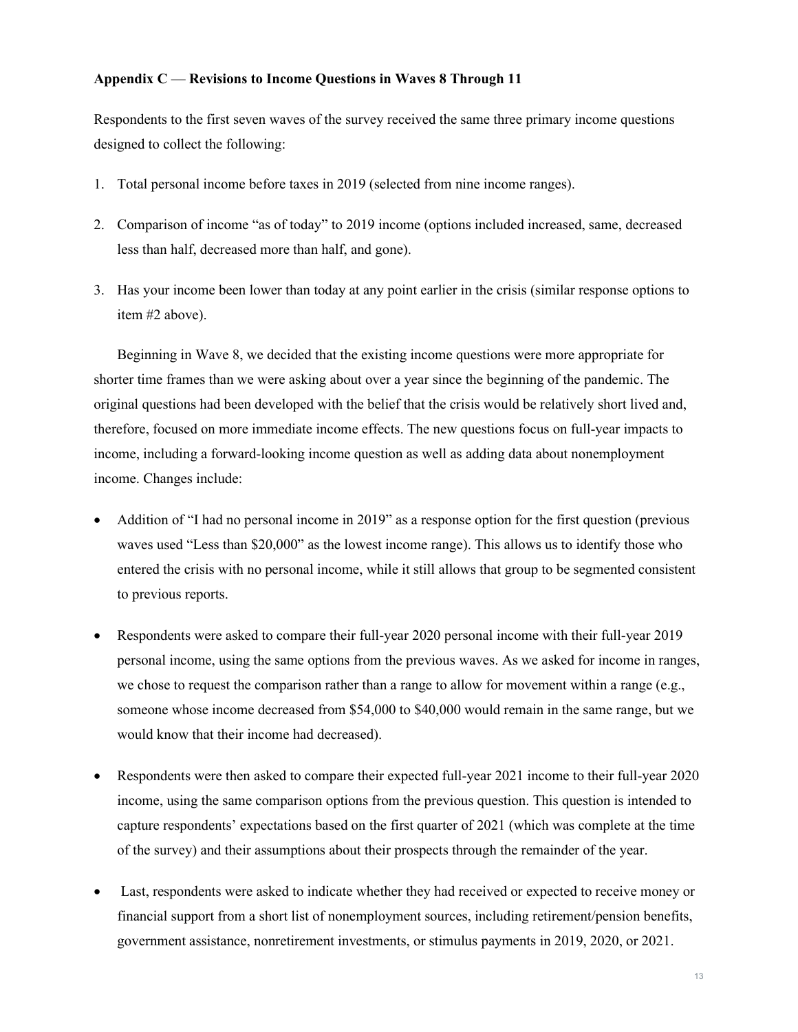**Appendix C — Revisions to Income Questions in Waves 8 Through 11**

Respondents to the first seven waves of the survey received the same three primary income questions designed to collect the following:

1. Total personal income before taxes in 2019 (selected from nine income ranges).
2. Comparison of income "as of today" to 2019 income (options included increased, same, decreased less than half, decreased more than half, and gone).
3. Has your income been lower than today at any point earlier in the crisis (similar response options to item #2 above).

Beginning in Wave 8, we decided that the existing income questions were more appropriate for shorter time frames than we were asking about over a year since the beginning of the pandemic. The original questions had been developed with the belief that the crisis would be relatively short lived and, therefore, focused on more immediate income effects. The new questions focus on full-year impacts to income, including a forward-looking income question as well as adding data about nonemployment income. Changes include:

- Addition of "I had no personal income in 2019" as a response option for the first question (previous waves used "Less than $20,000" as the lowest income range). This allows us to identify those who entered the crisis with no personal income, while it still allows that group to be segmented consistent to previous reports.
- Respondents were asked to compare their full-year 2020 personal income with their full-year 2019 personal income, using the same options from the previous waves. As we asked for income in ranges, we chose to request the comparison rather than a range to allow for movement within a range (e.g., someone whose income decreased from $54,000 to $40,000 would remain in the same range, but we would know that their income had decreased).
- Respondents were then asked to compare their expected full-year 2021 income to their full-year 2020 income, using the same comparison options from the previous question. This question is intended to capture respondents' expectations based on the first quarter of 2021 (which was complete at the time of the survey) and their assumptions about their prospects through the remainder of the year.
- Last, respondents were asked to indicate whether they had received or expected to receive money or financial support from a short list of nonemployment sources, including retirement/pension benefits, government assistance, nonretirement investments, or stimulus payments in 2019, 2020, or 2021.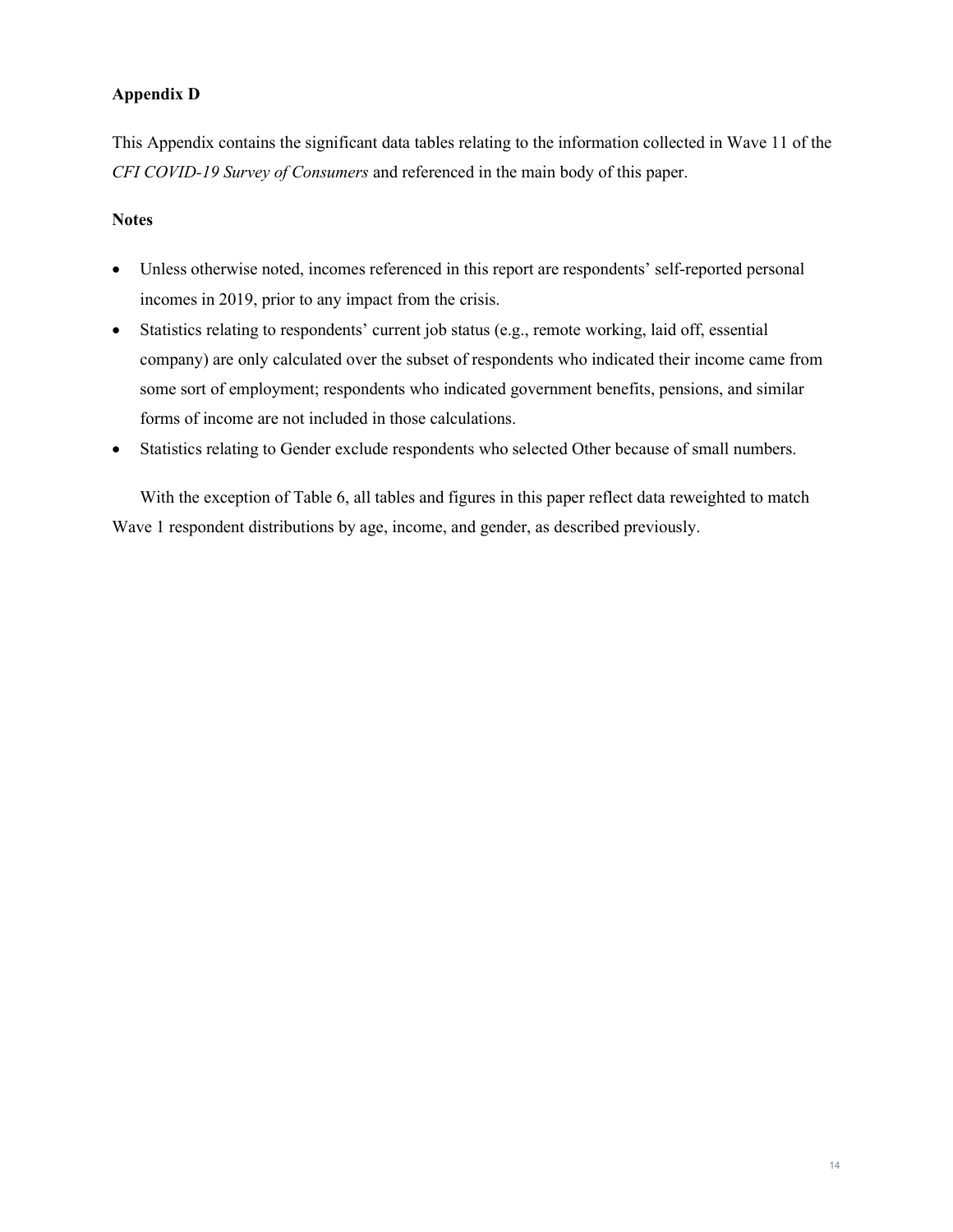## Appendix D

This Appendix contains the significant data tables relating to the information collected in Wave 11 of the *CFI COVID-19 Survey of Consumers* and referenced in the main body of this paper.

### Notes

- Unless otherwise noted, incomes referenced in this report are respondents' self-reported personal incomes in 2019, prior to any impact from the crisis.
- Statistics relating to respondents' current job status (e.g., remote working, laid off, essential company) are only calculated over the subset of respondents who indicated their income came from some sort of employment; respondents who indicated government benefits, pensions, and similar forms of income are not included in those calculations.
- Statistics relating to Gender exclude respondents who selected Other because of small numbers.

With the exception of Table 6, all tables and figures in this paper reflect data reweighted to match Wave 1 respondent distributions by age, income, and gender, as described previously.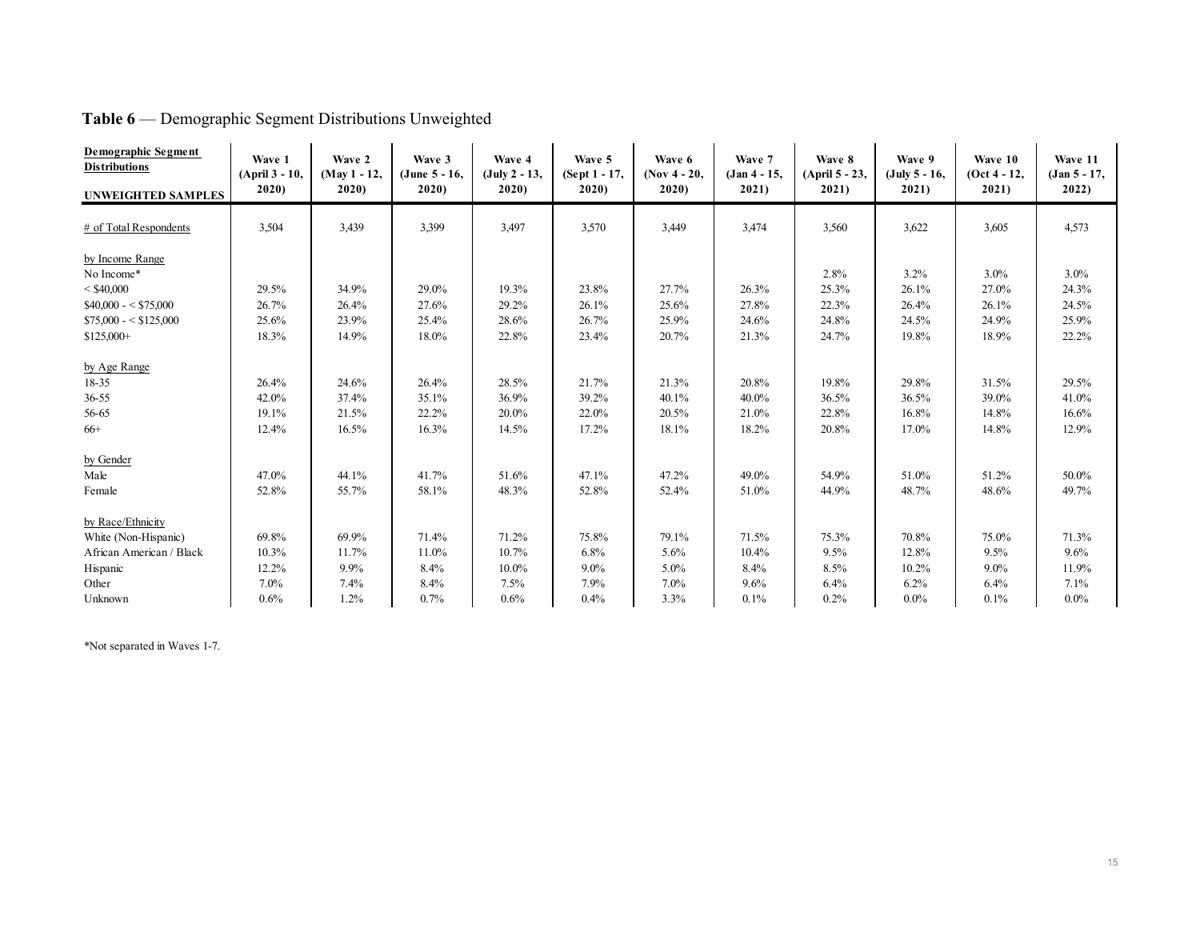**Table 6** — Demographic Segment Distributions Unweighted

| Demographic Segment Distributions<br><br>UNWEIGHTED SAMPLES | Wave 1 (April 3 - 10, 2020) | Wave 2 (May 1 - 12, 2020) | Wave 3 (June 5 - 16, 2020) | Wave 4 (July 2 - 13, 2020) | Wave 5 (Sept 1 - 17, 2020) | Wave 6 (Nov 4 - 20, 2020) | Wave 7 (Jan 4 - 15, 2021) | Wave 8 (April 5 - 23, 2021) | Wave 9 (July 5 - 16, 2021) | Wave 10 (Oct 4 - 12, 2021) | Wave 11 (Jan 5 - 17, 2022) |
|---|---|---|---|---|---|---|---|---|---|---|---|
| # of Total Respondents | 3,504 | 3,439 | 3,399 | 3,497 | 3,570 | 3,449 | 3,474 | 3,560 | 3,622 | 3,605 | 4,573 |
| by Income Range | | | | | | | | | | | |
| No Income* | | | | | | | | 2.8% | 3.2% | 3.0% | 3.0% |
| < $40,000 | 29.5% | 34.9% | 29.0% | 19.3% | 23.8% | 27.7% | 26.3% | 25.3% | 26.1% | 27.0% | 24.3% |
| $40,000 - < $75,000 | 26.7% | 26.4% | 27.6% | 29.2% | 26.1% | 25.6% | 27.8% | 22.3% | 26.4% | 26.1% | 24.5% |
| $75,000 - < $125,000 | 25.6% | 23.9% | 25.4% | 28.6% | 26.7% | 25.9% | 24.6% | 24.8% | 24.5% | 24.9% | 25.9% |
| $125,000+ | 18.3% | 14.9% | 18.0% | 22.8% | 23.4% | 20.7% | 21.3% | 24.7% | 19.8% | 18.9% | 22.2% |
| by Age Range | | | | | | | | | | | |
| 18-35 | 26.4% | 24.6% | 26.4% | 28.5% | 21.7% | 21.3% | 20.8% | 19.8% | 29.8% | 31.5% | 29.5% |
| 36-55 | 42.0% | 37.4% | 35.1% | 36.9% | 39.2% | 40.1% | 40.0% | 36.5% | 36.5% | 39.0% | 41.0% |
| 56-65 | 19.1% | 21.5% | 22.2% | 20.0% | 22.0% | 20.5% | 21.0% | 22.8% | 16.8% | 14.8% | 16.6% |
| 66+ | 12.4% | 16.5% | 16.3% | 14.5% | 17.2% | 18.1% | 18.2% | 20.8% | 17.0% | 14.8% | 12.9% |
| by Gender | | | | | | | | | | | |
| Male | 47.0% | 44.1% | 41.7% | 51.6% | 47.1% | 47.2% | 49.0% | 54.9% | 51.0% | 51.2% | 50.0% |
| Female | 52.8% | 55.7% | 58.1% | 48.3% | 52.8% | 52.4% | 51.0% | 44.9% | 48.7% | 48.6% | 49.7% |
| by Race/Ethnicity | | | | | | | | | | | |
| White (Non-Hispanic) | 69.8% | 69.9% | 71.4% | 71.2% | 75.8% | 79.1% | 71.5% | 75.3% | 70.8% | 75.0% | 71.3% |
| African American / Black | 10.3% | 11.7% | 11.0% | 10.7% | 6.8% | 5.6% | 10.4% | 9.5% | 12.8% | 9.5% | 9.6% |
| Hispanic | 12.2% | 9.9% | 8.4% | 10.0% | 9.0% | 5.0% | 8.4% | 8.5% | 10.2% | 9.0% | 11.9% |
| Other | 7.0% | 7.4% | 8.4% | 7.5% | 7.9% | 7.0% | 9.6% | 6.4% | 6.2% | 6.4% | 7.1% |
| Unknown | 0.6% | 1.2% | 0.7% | 0.6% | 0.4% | 3.3% | 0.1% | 0.2% | 0.0% | 0.1% | 0.0% |

*Not separated in Waves 1-7.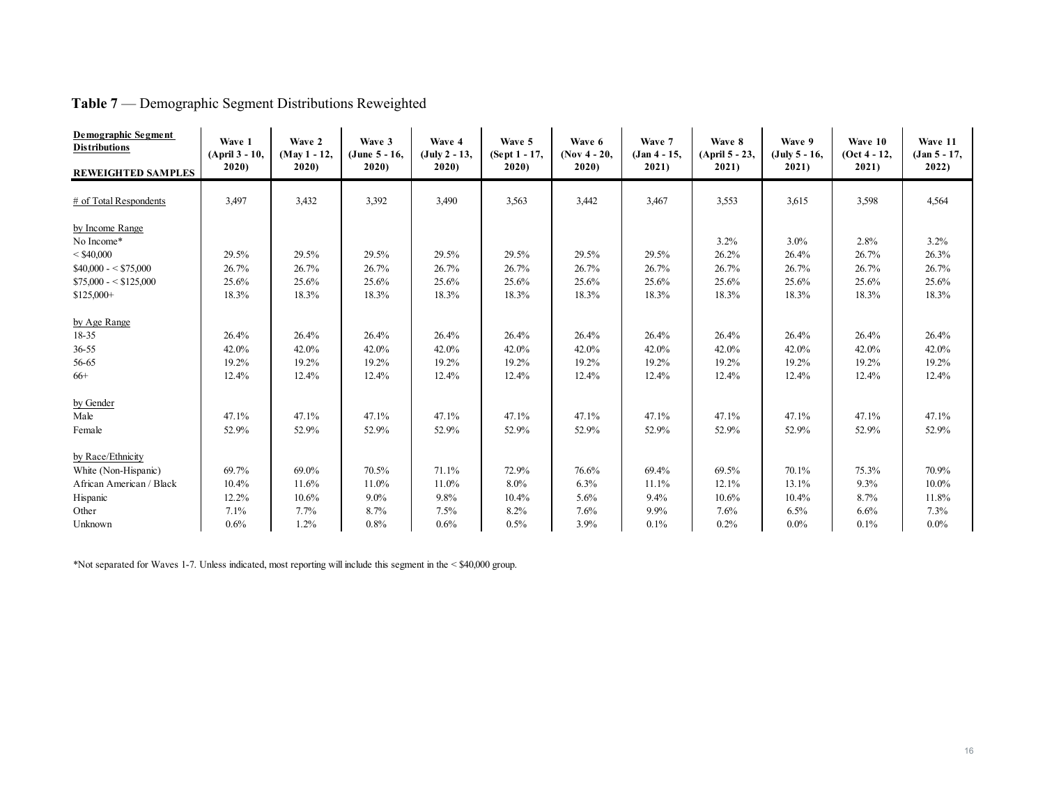**Table 7** — Demographic Segment Distributions Reweighted

| **Demographic Segment Distributions** <br> **REWEIGHTED SAMPLES** | **Wave 1 (April 3 - 10, 2020)** | **Wave 2 (May 1 - 12, 2020)** | **Wave 3 (June 5 - 16, 2020)** | **Wave 4 (July 2 - 13, 2020)** | **Wave 5 (Sept 1 - 17, 2020)** | **Wave 6 (Nov 4 - 20, 2020)** | **Wave 7 (Jan 4 - 15, 2021)** | **Wave 8 (April 5 - 23, 2021)** | **Wave 9 (July 5 - 16, 2021)** | **Wave 10 (Oct 4 - 12, 2021)** | **Wave 11 (Jan 5 - 17, 2022)** |
|---|---|---|---|---|---|---|---|---|---|---|---|
| # of Total Respondents | 3,497 | 3,432 | 3,392 | 3,490 | 3,563 | 3,442 | 3,467 | 3,553 | 3,615 | 3,598 | 4,564 |
| by Income Range | | | | | | | | | | | |
| No Income* | | | | | | | | 3.2% | 3.0% | 2.8% | 3.2% |
| < $40,000 | 29.5% | 29.5% | 29.5% | 29.5% | 29.5% | 29.5% | 29.5% | 26.2% | 26.4% | 26.7% | 26.3% |
| $40,000 - < $75,000 | 26.7% | 26.7% | 26.7% | 26.7% | 26.7% | 26.7% | 26.7% | 26.7% | 26.7% | 26.7% | 26.7% |
| $75,000 - < $125,000 | 25.6% | 25.6% | 25.6% | 25.6% | 25.6% | 25.6% | 25.6% | 25.6% | 25.6% | 25.6% | 25.6% |
| $125,000+ | 18.3% | 18.3% | 18.3% | 18.3% | 18.3% | 18.3% | 18.3% | 18.3% | 18.3% | 18.3% | 18.3% |
| by Age Range | | | | | | | | | | | |
| 18-35 | 26.4% | 26.4% | 26.4% | 26.4% | 26.4% | 26.4% | 26.4% | 26.4% | 26.4% | 26.4% | 26.4% |
| 36-55 | 42.0% | 42.0% | 42.0% | 42.0% | 42.0% | 42.0% | 42.0% | 42.0% | 42.0% | 42.0% | 42.0% |
| 56-65 | 19.2% | 19.2% | 19.2% | 19.2% | 19.2% | 19.2% | 19.2% | 19.2% | 19.2% | 19.2% | 19.2% |
| 66+ | 12.4% | 12.4% | 12.4% | 12.4% | 12.4% | 12.4% | 12.4% | 12.4% | 12.4% | 12.4% | 12.4% |
| by Gender | | | | | | | | | | | |
| Male | 47.1% | 47.1% | 47.1% | 47.1% | 47.1% | 47.1% | 47.1% | 47.1% | 47.1% | 47.1% | 47.1% |
| Female | 52.9% | 52.9% | 52.9% | 52.9% | 52.9% | 52.9% | 52.9% | 52.9% | 52.9% | 52.9% | 52.9% |
| by Race/Ethnicity | | | | | | | | | | | |
| White (Non-Hispanic) | 69.7% | 69.0% | 70.5% | 71.1% | 72.9% | 76.6% | 69.4% | 69.5% | 70.1% | 75.3% | 70.9% |
| African American / Black | 10.4% | 11.6% | 11.0% | 11.0% | 8.0% | 6.3% | 11.1% | 12.1% | 13.1% | 9.3% | 10.0% |
| Hispanic | 12.2% | 10.6% | 9.0% | 9.8% | 10.4% | 5.6% | 9.4% | 10.6% | 10.4% | 8.7% | 11.8% |
| Other | 7.1% | 7.7% | 8.7% | 7.5% | 8.2% | 7.6% | 9.9% | 7.6% | 6.5% | 6.6% | 7.3% |
| Unknown | 0.6% | 1.2% | 0.8% | 0.6% | 0.5% | 3.9% | 0.1% | 0.2% | 0.0% | 0.1% | 0.0% |

*Not separated for Waves 1-7. Unless indicated, most reporting will include this segment in the < $40,000 group.